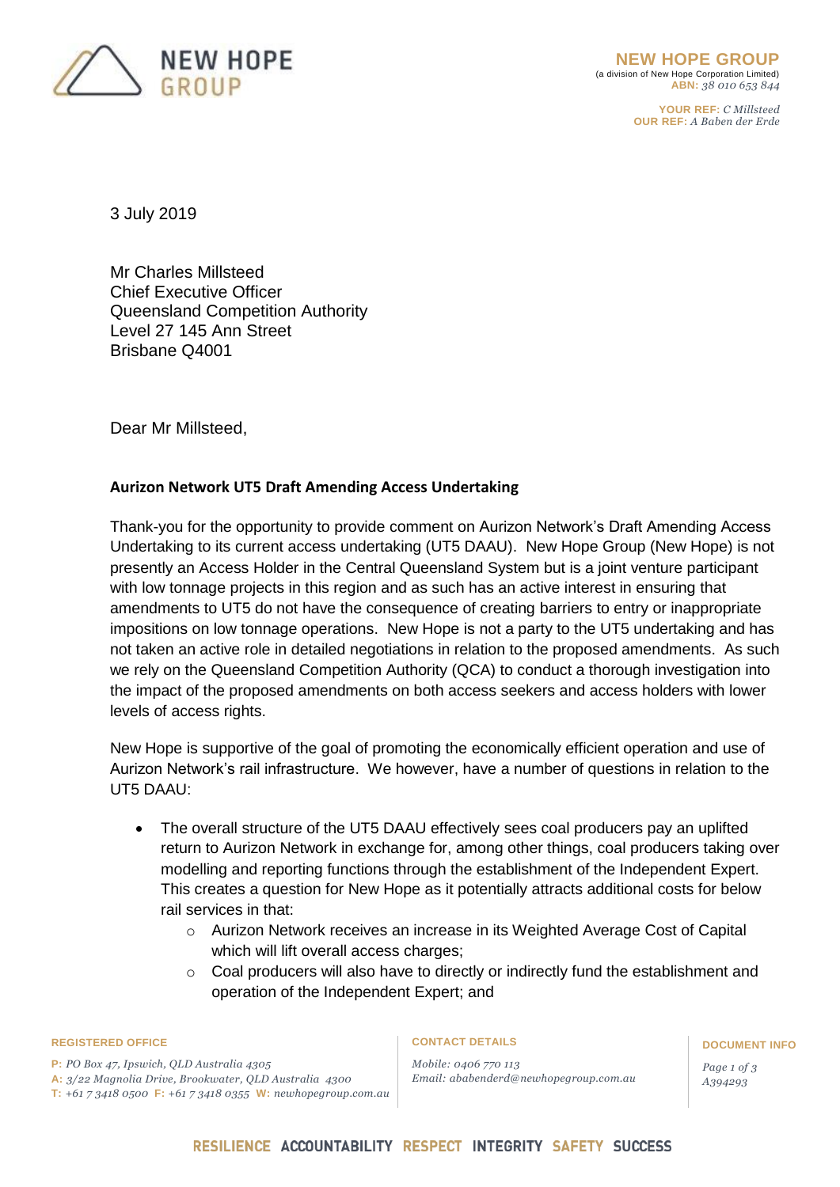NEW HOPE GROUP
(a division of New Hope Corporation Limited)
**ABN:** *38 010 653 844*

**YOUR REF:** *C Millsteed*
**OUR REF:** *A Baben der Erde*

3 July 2019

Mr Charles Millsteed
Chief Executive Officer
Queensland Competition Authority
Level 27 145 Ann Street
Brisbane Q4001

Dear Mr Millsteed,

**Aurizon Network UT5 Draft Amending Access Undertaking**

Thank-you for the opportunity to provide comment on Aurizon Network's Draft Amending Access Undertaking to its current access undertaking (UT5 DAAU). New Hope Group (New Hope) is not presently an Access Holder in the Central Queensland System but is a joint venture participant with low tonnage projects in this region and as such has an active interest in ensuring that amendments to UT5 do not have the consequence of creating barriers to entry or inappropriate impositions on low tonnage operations. New Hope is not a party to the UT5 undertaking and has not taken an active role in detailed negotiations in relation to the proposed amendments. As such we rely on the Queensland Competition Authority (QCA) to conduct a thorough investigation into the impact of the proposed amendments on both access seekers and access holders with lower levels of access rights.

New Hope is supportive of the goal of promoting the economically efficient operation and use of Aurizon Network's rail infrastructure. We however, have a number of questions in relation to the UT5 DAAU:

- The overall structure of the UT5 DAAU effectively sees coal producers pay an uplifted return to Aurizon Network in exchange for, among other things, coal producers taking over modelling and reporting functions through the establishment of the Independent Expert. This creates a question for New Hope as it potentially attracts additional costs for below rail services in that:
  - Aurizon Network receives an increase in its Weighted Average Cost of Capital which will lift overall access charges;
  - Coal producers will also have to directly or indirectly fund the establishment and operation of the Independent Expert; and

**REGISTERED OFFICE**

**P:** *PO Box 47, Ipswich, QLD Australia 4305*
**A:** *3/22 Magnolia Drive, Brookwater, QLD Australia 4300*
**T:** *+61 7 3418 0500* **F:** *+61 7 3418 0355* **W:** *newhopegroup.com.au*

**CONTACT DETAILS**

*Mobile: 0406 770 113*
*Email: ababenderd@newhopegroup.com.au*

**DOCUMENT INFO**

*A394293*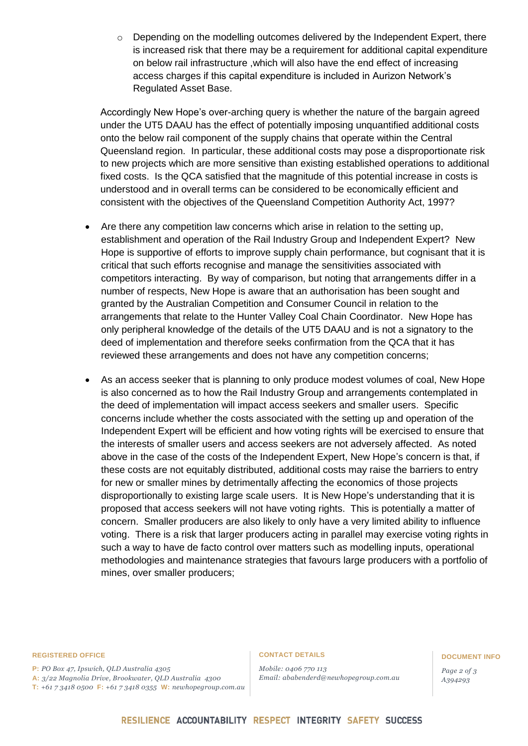- Depending on the modelling outcomes delivered by the Independent Expert, there is increased risk that there may be a requirement for additional capital expenditure on below rail infrastructure ,which will also have the end effect of increasing access charges if this capital expenditure is included in Aurizon Network's Regulated Asset Base.

  Accordingly New Hope's over-arching query is whether the nature of the bargain agreed under the UT5 DAAU has the effect of potentially imposing unquantified additional costs onto the below rail component of the supply chains that operate within the Central Queensland region. In particular, these additional costs may pose a disproportionate risk to new projects which are more sensitive than existing established operations to additional fixed costs. Is the QCA satisfied that the magnitude of this potential increase in costs is understood and in overall terms can be considered to be economically efficient and consistent with the objectives of the Queensland Competition Authority Act, 1997?

- Are there any competition law concerns which arise in relation to the setting up, establishment and operation of the Rail Industry Group and Independent Expert? New Hope is supportive of efforts to improve supply chain performance, but cognisant that it is critical that such efforts recognise and manage the sensitivities associated with competitors interacting. By way of comparison, but noting that arrangements differ in a number of respects, New Hope is aware that an authorisation has been sought and granted by the Australian Competition and Consumer Council in relation to the arrangements that relate to the Hunter Valley Coal Chain Coordinator. New Hope has only peripheral knowledge of the details of the UT5 DAAU and is not a signatory to the deed of implementation and therefore seeks confirmation from the QCA that it has reviewed these arrangements and does not have any competition concerns;

- As an access seeker that is planning to only produce modest volumes of coal, New Hope is also concerned as to how the Rail Industry Group and arrangements contemplated in the deed of implementation will impact access seekers and smaller users. Specific concerns include whether the costs associated with the setting up and operation of the Independent Expert will be efficient and how voting rights will be exercised to ensure that the interests of smaller users and access seekers are not adversely affected. As noted above in the case of the costs of the Independent Expert, New Hope's concern is that, if these costs are not equitably distributed, additional costs may raise the barriers to entry for new or smaller mines by detrimentally affecting the economics of those projects disproportionally to existing large scale users. It is New Hope's understanding that it is proposed that access seekers will not have voting rights. This is potentially a matter of concern. Smaller producers are also likely to only have a very limited ability to influence voting. There is a risk that larger producers acting in parallel may exercise voting rights in such a way to have de facto control over matters such as modelling inputs, operational methodologies and maintenance strategies that favours large producers with a portfolio of mines, over smaller producers;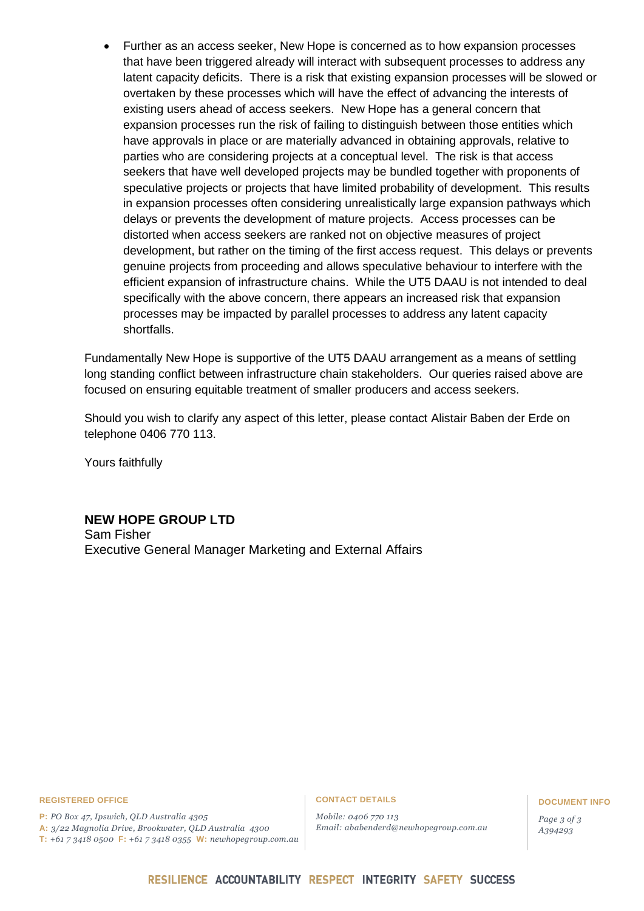- Further as an access seeker, New Hope is concerned as to how expansion processes that have been triggered already will interact with subsequent processes to address any latent capacity deficits. There is a risk that existing expansion processes will be slowed or overtaken by these processes which will have the effect of advancing the interests of existing users ahead of access seekers. New Hope has a general concern that expansion processes run the risk of failing to distinguish between those entities which have approvals in place or are materially advanced in obtaining approvals, relative to parties who are considering projects at a conceptual level. The risk is that access seekers that have well developed projects may be bundled together with proponents of speculative projects or projects that have limited probability of development. This results in expansion processes often considering unrealistically large expansion pathways which delays or prevents the development of mature projects. Access processes can be distorted when access seekers are ranked not on objective measures of project development, but rather on the timing of the first access request. This delays or prevents genuine projects from proceeding and allows speculative behaviour to interfere with the efficient expansion of infrastructure chains. While the UT5 DAAU is not intended to deal specifically with the above concern, there appears an increased risk that expansion processes may be impacted by parallel processes to address any latent capacity shortfalls.

Fundamentally New Hope is supportive of the UT5 DAAU arrangement as a means of settling long standing conflict between infrastructure chain stakeholders. Our queries raised above are focused on ensuring equitable treatment of smaller producers and access seekers.

Should you wish to clarify any aspect of this letter, please contact Alistair Baben der Erde on telephone 0406 770 113.

Yours faithfully

**NEW HOPE GROUP LTD**
Sam Fisher
Executive General Manager Marketing and External Affairs

**REGISTERED OFFICE**

**P:** *PO Box 47, Ipswich, QLD Australia 4305*
**A:** *3/22 Magnolia Drive, Brookwater, QLD Australia 4300*
**T:** *+61 7 3418 0500* **F:** *+61 7 3418 0355* **W:** *newhopegroup.com.au*

**CONTACT DETAILS**

*Mobile: 0406 770 113*
*Email: ababenderd@newhopegroup.com.au*

**DOCUMENT INFO**

*A394293*

RESILIENCE ACCOUNTABILITY RESPECT INTEGRITY SAFETY SUCCESS